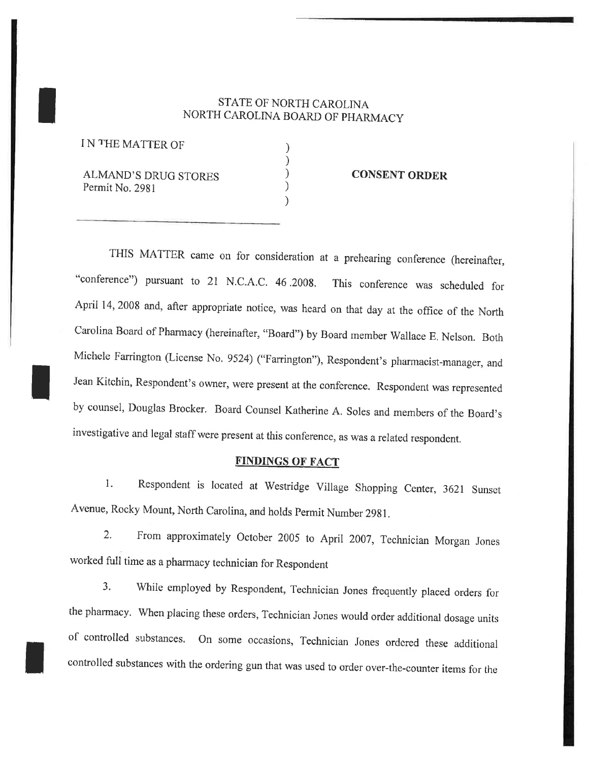STATE OF NORTH CAROLINA
NORTH CAROLINA BOARD OF PHARMACY

IN THE MATTER OF )
)
ALMAND'S DRUG STORES ) **CONSENT ORDER**
Permit No. 2981 )
)

THIS MATTER came on for consideration at a prehearing conference (hereinafter, "conference") pursuant to 21 N.C.A.C. 46 .2008. This conference was scheduled for April 14, 2008 and, after appropriate notice, was heard on that day at the office of the North Carolina Board of Pharmacy (hereinafter, "Board") by Board member Wallace E. Nelson. Both Michele Farrington (License No. 9524) ("Farrington"), Respondent's pharmacist-manager, and Jean Kitchin, Respondent's owner, were present at the conference. Respondent was represented by counsel, Douglas Brocker. Board Counsel Katherine A. Soles and members of the Board's investigative and legal staff were present at this conference, as was a related respondent.

## FINDINGS OF FACT

1. Respondent is located at Westridge Village Shopping Center, 3621 Sunset Avenue, Rocky Mount, North Carolina, and holds Permit Number 2981.

2. From approximately October 2005 to April 2007, Technician Morgan Jones worked full time as a pharmacy technician for Respondent

3. While employed by Respondent, Technician Jones frequently placed orders for the pharmacy. When placing these orders, Technician Jones would order additional dosage units of controlled substances. On some occasions, Technician Jones ordered these additional controlled substances with the ordering gun that was used to order over-the-counter items for the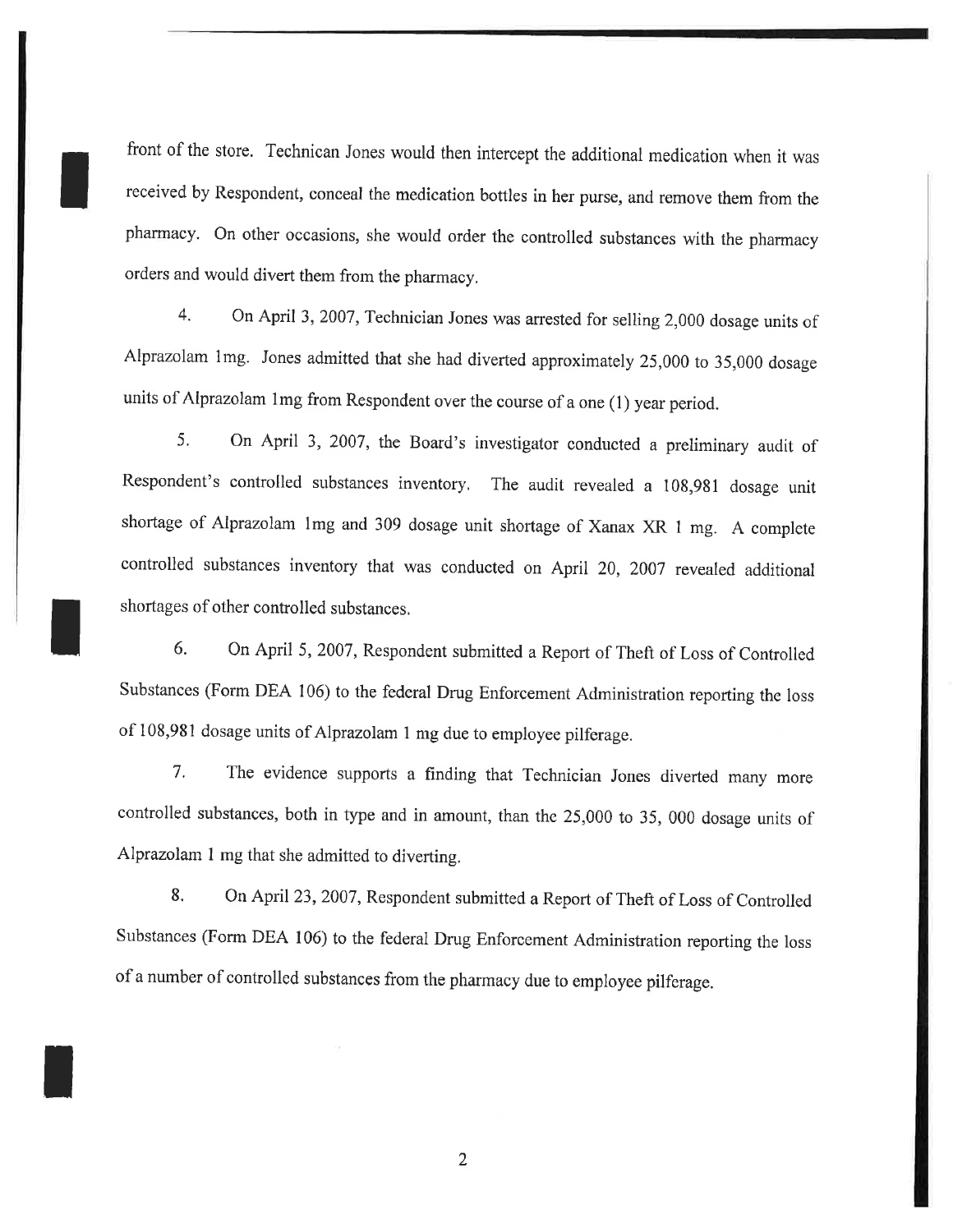front of the store. Technican Jones would then intercept the additional medication when it was received by Respondent, conceal the medication bottles in her purse, and remove them from the pharmacy. On other occasions, she would order the controlled substances with the pharmacy orders and would divert them from the pharmacy.

4. On April 3, 2007, Technician Jones was arrested for selling 2,000 dosage units of Alprazolam 1mg. Jones admitted that she had diverted approximately 25,000 to 35,000 dosage units of Alprazolam 1mg from Respondent over the course of a one (1) year period.

5. On April 3, 2007, the Board's investigator conducted a preliminary audit of Respondent's controlled substances inventory. The audit revealed a 108,981 dosage unit shortage of Alprazolam 1mg and 309 dosage unit shortage of Xanax XR 1 mg. A complete controlled substances inventory that was conducted on April 20, 2007 revealed additional shortages of other controlled substances.

6. On April 5, 2007, Respondent submitted a Report of Theft of Loss of Controlled Substances (Form DEA 106) to the federal Drug Enforcement Administration reporting the loss of 108,981 dosage units of Alprazolam 1 mg due to employee pilferage.

7. The evidence supports a finding that Technician Jones diverted many more controlled substances, both in type and in amount, than the 25,000 to 35, 000 dosage units of Alprazolam 1 mg that she admitted to diverting.

8. On April 23, 2007, Respondent submitted a Report of Theft of Loss of Controlled Substances (Form DEA 106) to the federal Drug Enforcement Administration reporting the loss of a number of controlled substances from the pharmacy due to employee pilferage.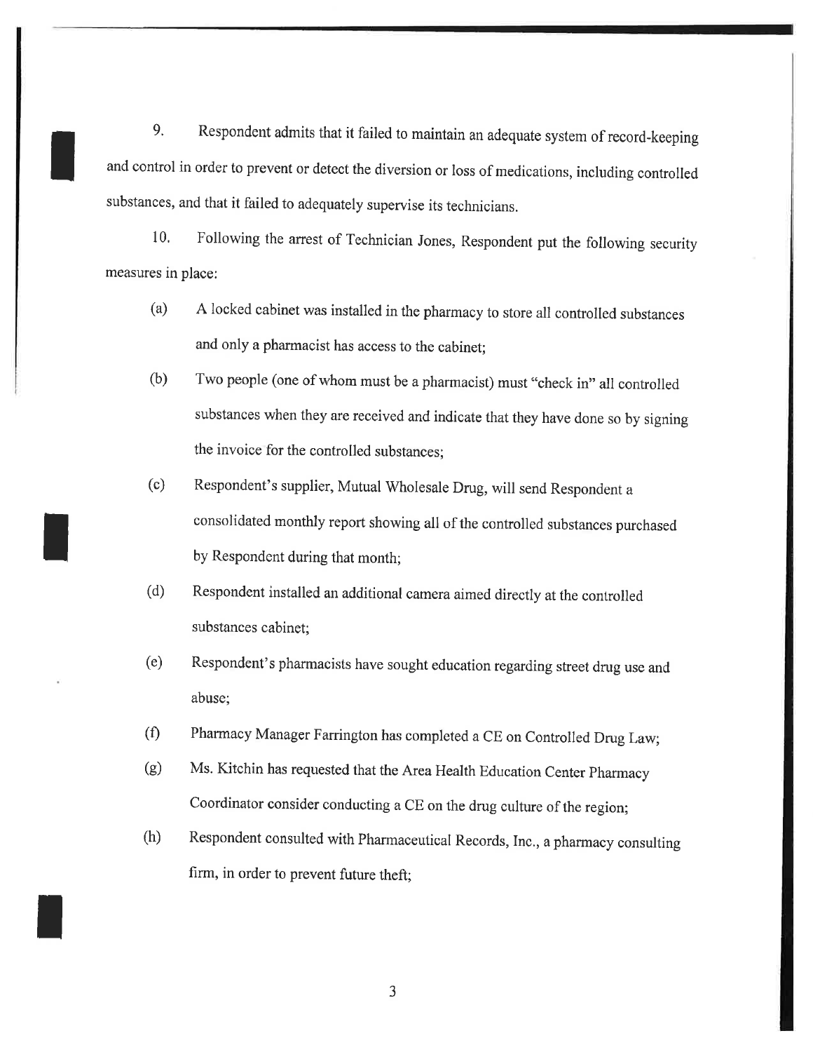9. Respondent admits that it failed to maintain an adequate system of record-keeping and control in order to prevent or detect the diversion or loss of medications, including controlled substances, and that it failed to adequately supervise its technicians.

10. Following the arrest of Technician Jones, Respondent put the following security measures in place:

(a) A locked cabinet was installed in the pharmacy to store all controlled substances and only a pharmacist has access to the cabinet;

(b) Two people (one of whom must be a pharmacist) must "check in" all controlled substances when they are received and indicate that they have done so by signing the invoice for the controlled substances;

(c) Respondent's supplier, Mutual Wholesale Drug, will send Respondent a consolidated monthly report showing all of the controlled substances purchased by Respondent during that month;

(d) Respondent installed an additional camera aimed directly at the controlled substances cabinet;

(e) Respondent's pharmacists have sought education regarding street drug use and abuse;

(f) Pharmacy Manager Farrington has completed a CE on Controlled Drug Law;

(g) Ms. Kitchin has requested that the Area Health Education Center Pharmacy Coordinator consider conducting a CE on the drug culture of the region;

(h) Respondent consulted with Pharmaceutical Records, Inc., a pharmacy consulting firm, in order to prevent future theft;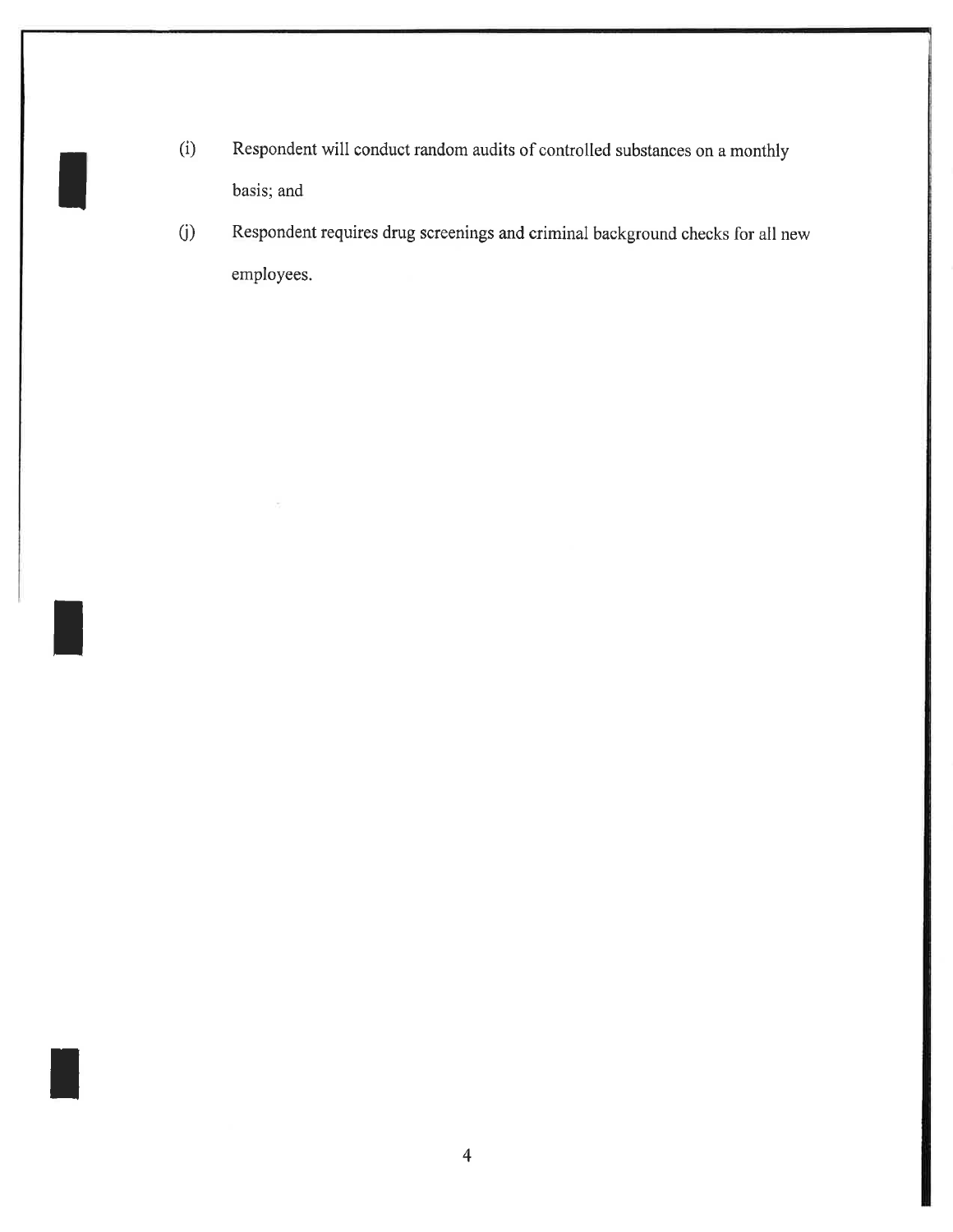(i) Respondent will conduct random audits of controlled substances on a monthly basis; and

(j) Respondent requires drug screenings and criminal background checks for all new employees.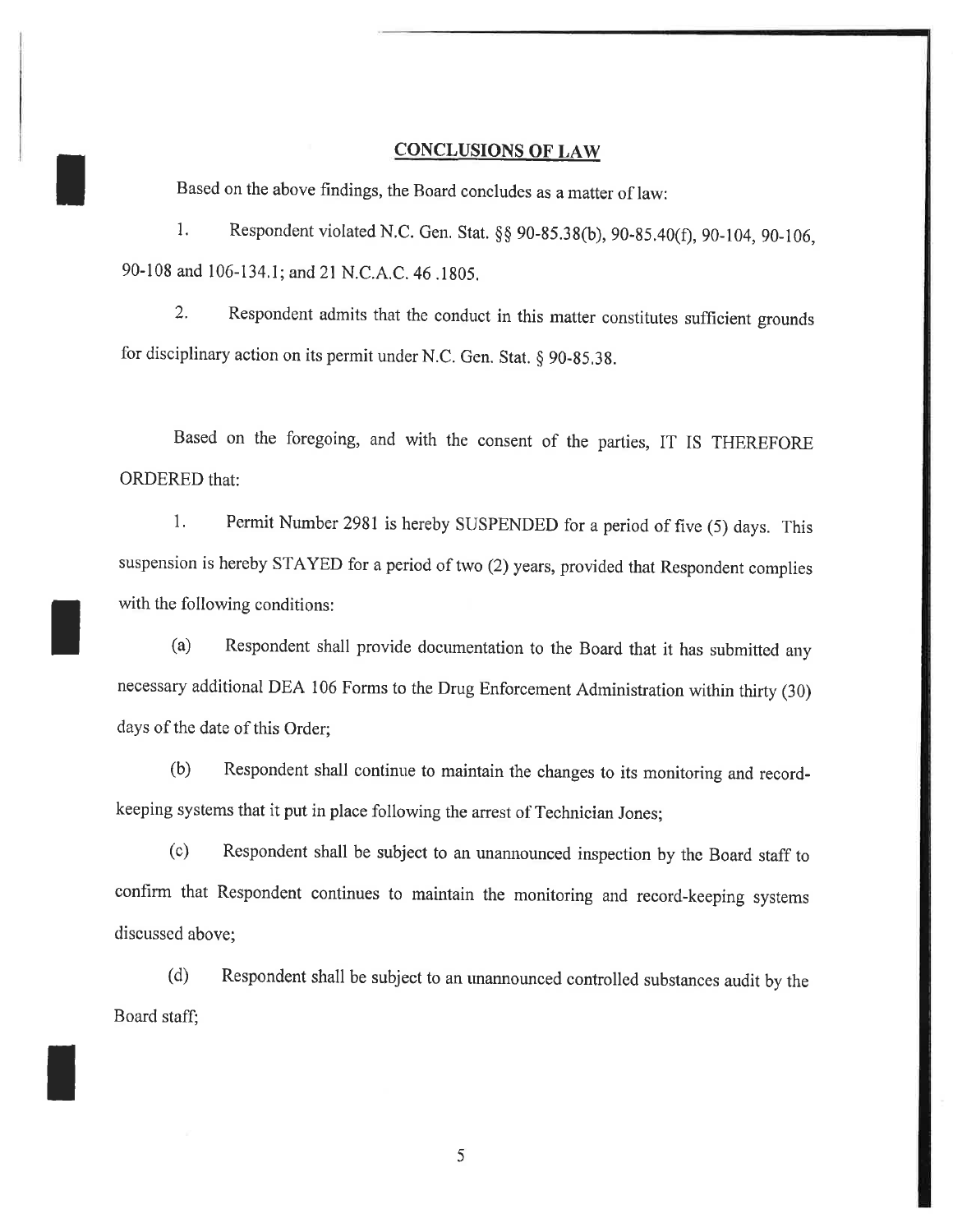## CONCLUSIONS OF LAW

Based on the above findings, the Board concludes as a matter of law:

1. Respondent violated N.C. Gen. Stat. §§ 90-85.38(b), 90-85.40(f), 90-104, 90-106, 90-108 and 106-134.1; and 21 N.C.A.C. 46 .1805.

2. Respondent admits that the conduct in this matter constitutes sufficient grounds for disciplinary action on its permit under N.C. Gen. Stat. § 90-85.38.

Based on the foregoing, and with the consent of the parties, IT IS THEREFORE ORDERED that:

1. Permit Number 2981 is hereby SUSPENDED for a period of five (5) days. This suspension is hereby STAYED for a period of two (2) years, provided that Respondent complies with the following conditions:

(a) Respondent shall provide documentation to the Board that it has submitted any necessary additional DEA 106 Forms to the Drug Enforcement Administration within thirty (30) days of the date of this Order;

(b) Respondent shall continue to maintain the changes to its monitoring and record-keeping systems that it put in place following the arrest of Technician Jones;

(c) Respondent shall be subject to an unannounced inspection by the Board staff to confirm that Respondent continues to maintain the monitoring and record-keeping systems discussed above;

(d) Respondent shall be subject to an unannounced controlled substances audit by the Board staff;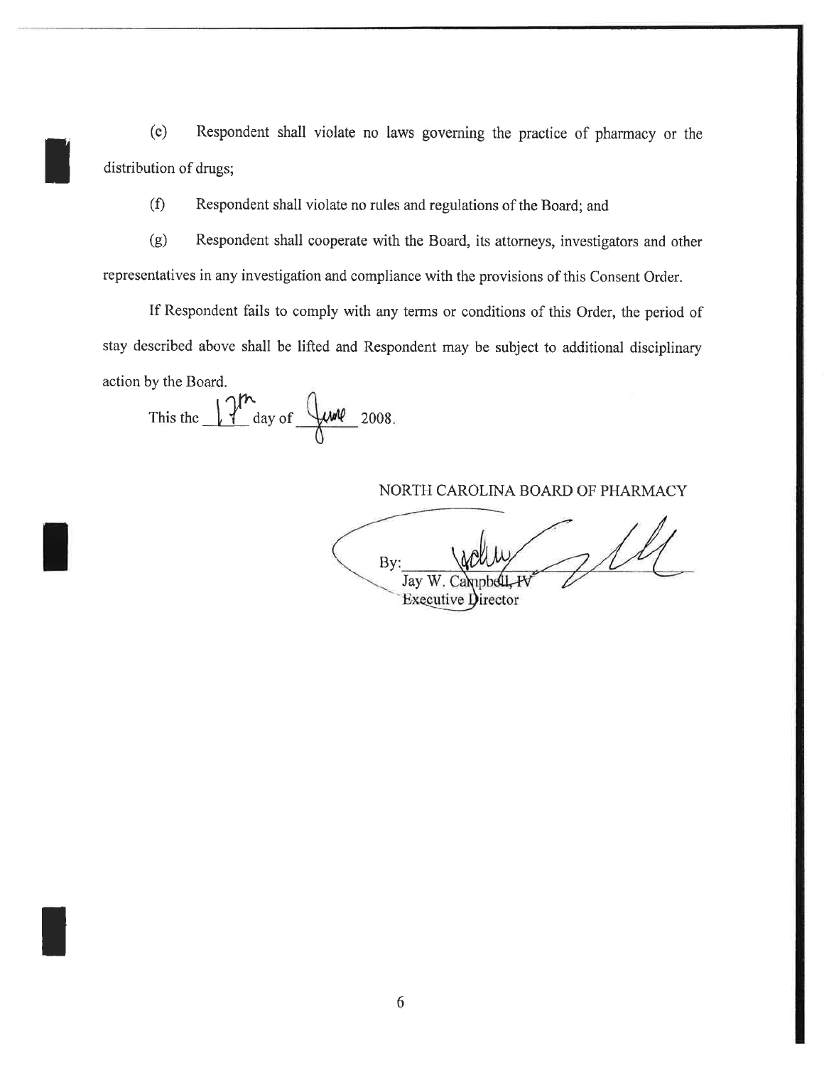(e) Respondent shall violate no laws governing the practice of pharmacy or the distribution of drugs;

(f) Respondent shall violate no rules and regulations of the Board; and

(g) Respondent shall cooperate with the Board, its attorneys, investigators and other representatives in any investigation and compliance with the provisions of this Consent Order.

If Respondent fails to comply with any terms or conditions of this Order, the period of stay described above shall be lifted and Respondent may be subject to additional disciplinary action by the Board.

This the 17th day of June 2008.

NORTH CAROLINA BOARD OF PHARMACY

By: ______________________
Jay W. Campbell, IV
Executive Director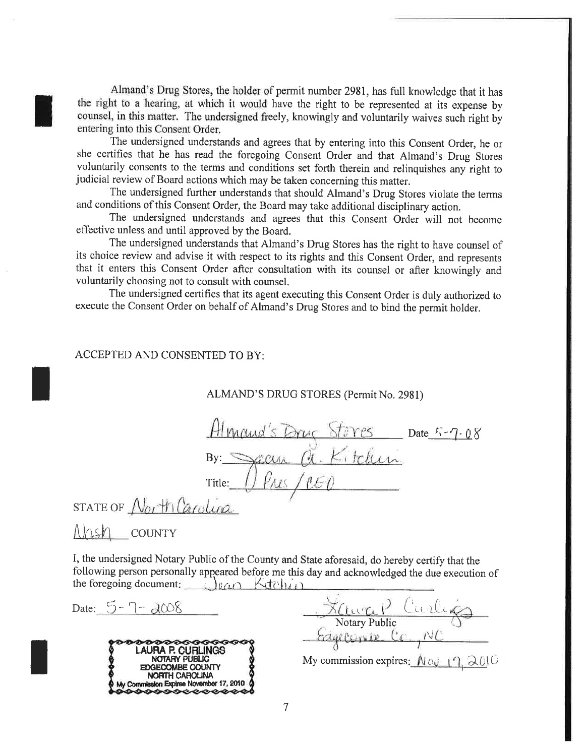Almand's Drug Stores, the holder of permit number 2981, has full knowledge that it has the right to a hearing, at which it would have the right to be represented at its expense by counsel, in this matter. The undersigned freely, knowingly and voluntarily waives such right by entering into this Consent Order.

The undersigned understands and agrees that by entering into this Consent Order, he or she certifies that he has read the foregoing Consent Order and that Almand's Drug Stores voluntarily consents to the terms and conditions set forth therein and relinquishes any right to judicial review of Board actions which may be taken concerning this matter.

The undersigned further understands that should Almand's Drug Stores violate the terms and conditions of this Consent Order, the Board may take additional disciplinary action.

The undersigned understands and agrees that this Consent Order will not become effective unless and until approved by the Board.

The undersigned understands that Almand's Drug Stores has the right to have counsel of its choice review and advise it with respect to its rights and this Consent Order, and represents that it enters this Consent Order after consultation with its counsel or after knowingly and voluntarily choosing not to consult with counsel.

The undersigned certifies that its agent executing this Consent Order is duly authorized to execute the Consent Order on behalf of Almand's Drug Stores and to bind the permit holder.

ACCEPTED AND CONSENTED TO BY:

ALMAND'S DRUG STORES (Permit No. 2981)

Almand's Drug Stores Date 5-7-08

By: Jean A. Kitchin

Title: Pres/CEO

STATE OF North Carolina

Nash COUNTY

I, the undersigned Notary Public of the County and State aforesaid, do hereby certify that the following person personally appeared before me this day and acknowledged the due execution of the foregoing document: Jean Kitchin

Date: 5-7-2008

Laura P. Curlings
Notary Public
Edgecombe Co., NC

My commission expires: Nov 17, 2010

LAURA P. CURLINGS
NOTARY PUBLIC
EDGECOMBE COUNTY
NORTH CAROLINA
My Commission Expires November 17, 2010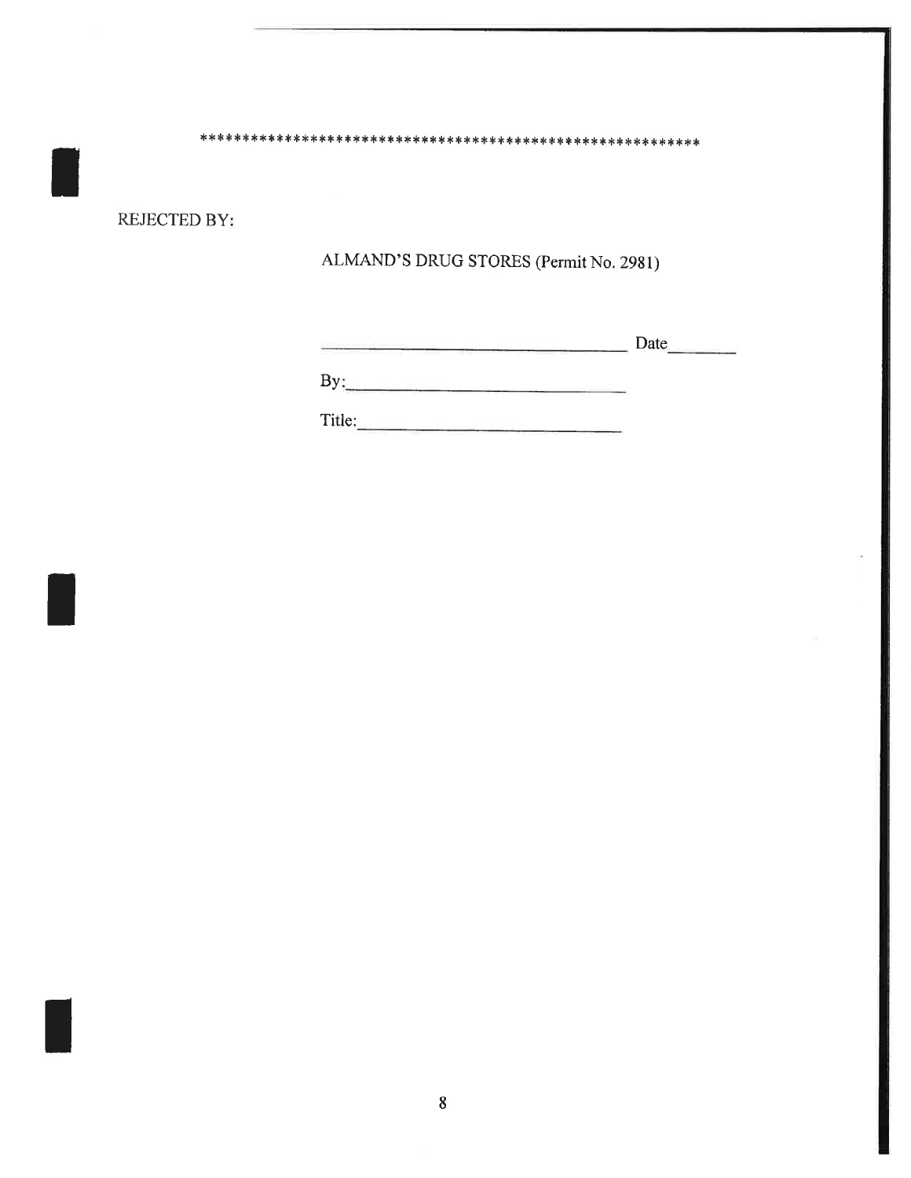\*\*\*\*\*\*\*\*\*\*\*\*\*\*\*\*\*\*\*\*\*\*\*\*\*\*\*\*\*\*\*\*\*\*\*\*\*\*\*\*\*\*\*\*\*\*\*\*\*\*\*\*\*\*\*\*\*\*\*\*

REJECTED BY:

ALMAND'S DRUG STORES (Permit No. 2981)

\_\_\_\_\_\_\_\_\_\_\_\_\_\_\_\_\_\_\_\_\_\_\_\_\_\_\_\_\_\_\_\_ Date\_\_\_\_\_\_\_

By:\_\_\_\_\_\_\_\_\_\_\_\_\_\_\_\_\_\_\_\_\_\_\_\_\_\_\_\_\_\_

Title:\_\_\_\_\_\_\_\_\_\_\_\_\_\_\_\_\_\_\_\_\_\_\_\_\_\_\_\_